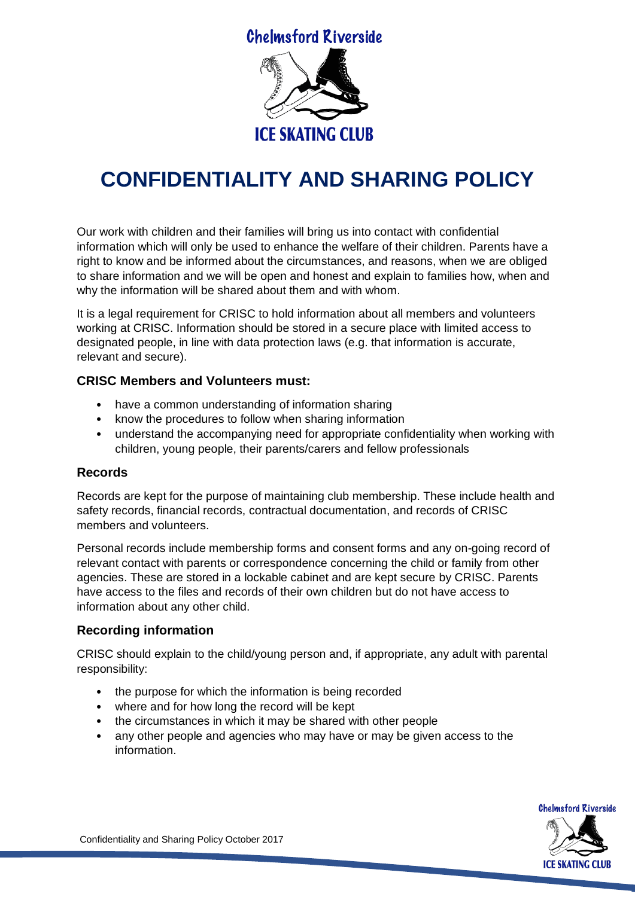Chelmsford Riverside

ICE SKATING CLUB

# CONFIDENTIALITY AND SHARING POLICY

Our work with children and their families will bring us into contact with confidential information which will only be used to enhance the welfare of their children. Parents have a right to know and be informed about the circumstances, and reasons, when we are obliged to share information and we will be open and honest and explain to families how, when and why the information will be shared about them and with whom.

It is a legal requirement for CRISC to hold information about all members and volunteers working at CRISC. Information should be stored in a secure place with limited access to designated people, in line with data protection laws (e.g. that information is accurate, relevant and secure).

### CRISC Members and Volunteers must:

- have a common understanding of information sharing
- know the procedures to follow when sharing information
- understand the accompanying need for appropriate confidentiality when working with children, young people, their parents/carers and fellow professionals

### Records

Records are kept for the purpose of maintaining club membership. These include health and safety records, financial records, contractual documentation, and records of CRISC members and volunteers.

Personal records include membership forms and consent forms and any on-going record of relevant contact with parents or correspondence concerning the child or family from other agencies. These are stored in a lockable cabinet and are kept secure by CRISC. Parents have access to the files and records of their own children but do not have access to information about any other child.

### Recording information

CRISC should explain to the child/young person and, if appropriate, any adult with parental responsibility:

- the purpose for which the information is being recorded
- where and for how long the record will be kept
- the circumstances in which it may be shared with other people
- any other people and agencies who may have or may be given access to the information.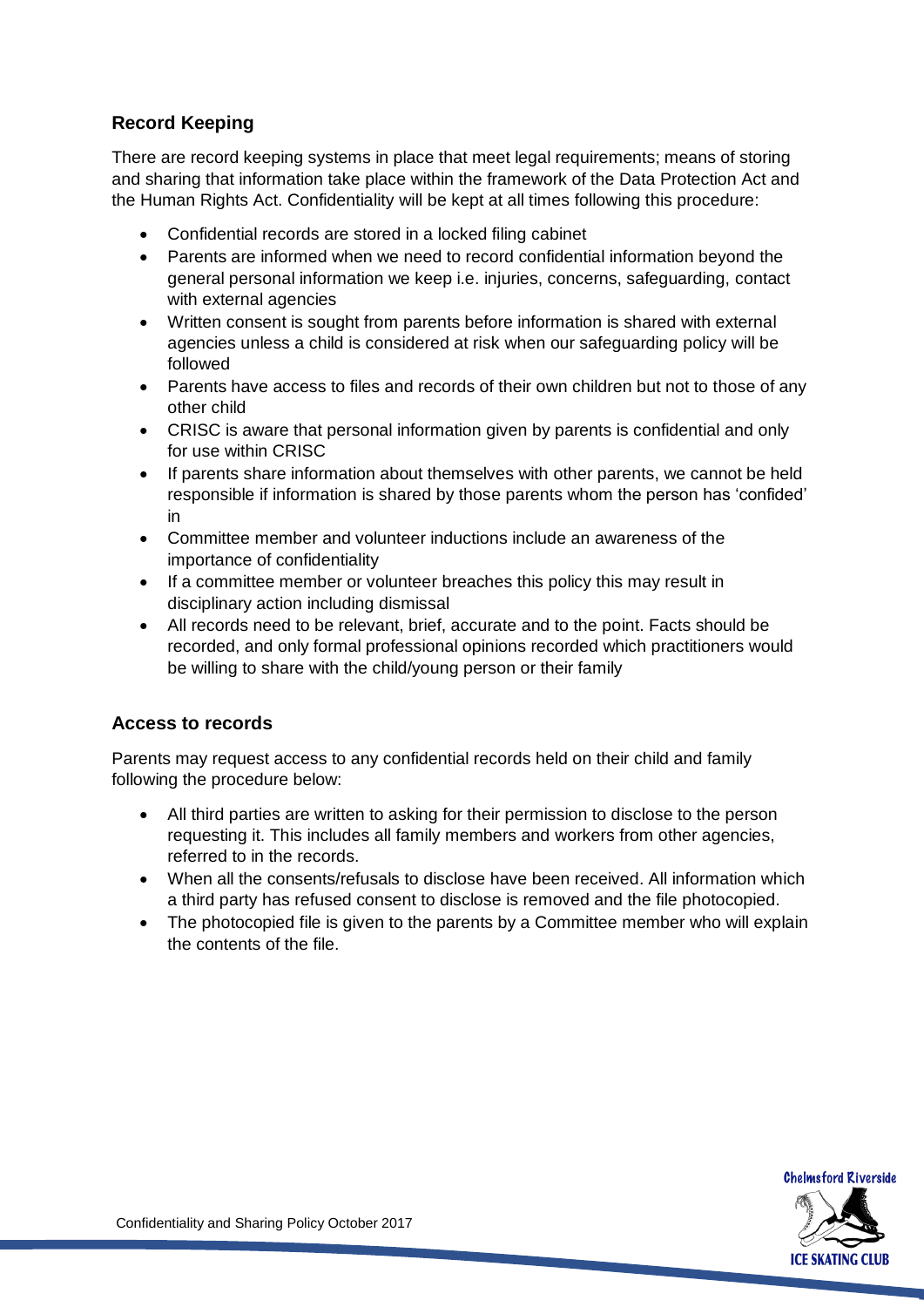## Record Keeping

There are record keeping systems in place that meet legal requirements; means of storing and sharing that information take place within the framework of the Data Protection Act and the Human Rights Act. Confidentiality will be kept at all times following this procedure:

- Confidential records are stored in a locked filing cabinet
- Parents are informed when we need to record confidential information beyond the general personal information we keep i.e. injuries, concerns, safeguarding, contact with external agencies
- Written consent is sought from parents before information is shared with external agencies unless a child is considered at risk when our safeguarding policy will be followed
- Parents have access to files and records of their own children but not to those of any other child
- CRISC is aware that personal information given by parents is confidential and only for use within CRISC
- If parents share information about themselves with other parents, we cannot be held responsible if information is shared by those parents whom the person has 'confided' in
- Committee member and volunteer inductions include an awareness of the importance of confidentiality
- If a committee member or volunteer breaches this policy this may result in disciplinary action including dismissal
- All records need to be relevant, brief, accurate and to the point. Facts should be recorded, and only formal professional opinions recorded which practitioners would be willing to share with the child/young person or their family

## Access to records

Parents may request access to any confidential records held on their child and family following the procedure below:

- All third parties are written to asking for their permission to disclose to the person requesting it. This includes all family members and workers from other agencies, referred to in the records.
- When all the consents/refusals to disclose have been received. All information which a third party has refused consent to disclose is removed and the file photocopied.
- The photocopied file is given to the parents by a Committee member who will explain the contents of the file.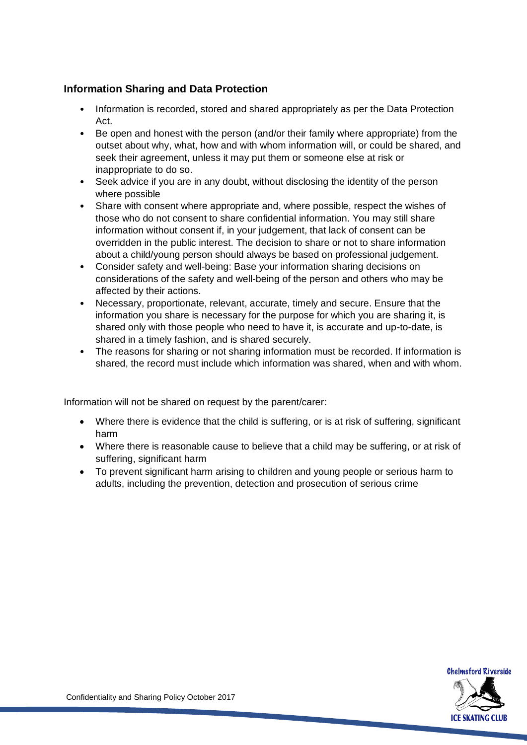### Information Sharing and Data Protection

- Information is recorded, stored and shared appropriately as per the Data Protection Act.
- Be open and honest with the person (and/or their family where appropriate) from the outset about why, what, how and with whom information will, or could be shared, and seek their agreement, unless it may put them or someone else at risk or inappropriate to do so.
- Seek advice if you are in any doubt, without disclosing the identity of the person where possible
- Share with consent where appropriate and, where possible, respect the wishes of those who do not consent to share confidential information. You may still share information without consent if, in your judgement, that lack of consent can be overridden in the public interest. The decision to share or not to share information about a child/young person should always be based on professional judgement.
- Consider safety and well-being: Base your information sharing decisions on considerations of the safety and well-being of the person and others who may be affected by their actions.
- Necessary, proportionate, relevant, accurate, timely and secure. Ensure that the information you share is necessary for the purpose for which you are sharing it, is shared only with those people who need to have it, is accurate and up-to-date, is shared in a timely fashion, and is shared securely.
- The reasons for sharing or not sharing information must be recorded. If information is shared, the record must include which information was shared, when and with whom.

Information will not be shared on request by the parent/carer:

- Where there is evidence that the child is suffering, or is at risk of suffering, significant harm
- Where there is reasonable cause to believe that a child may be suffering, or at risk of suffering, significant harm
- To prevent significant harm arising to children and young people or serious harm to adults, including the prevention, detection and prosecution of serious crime